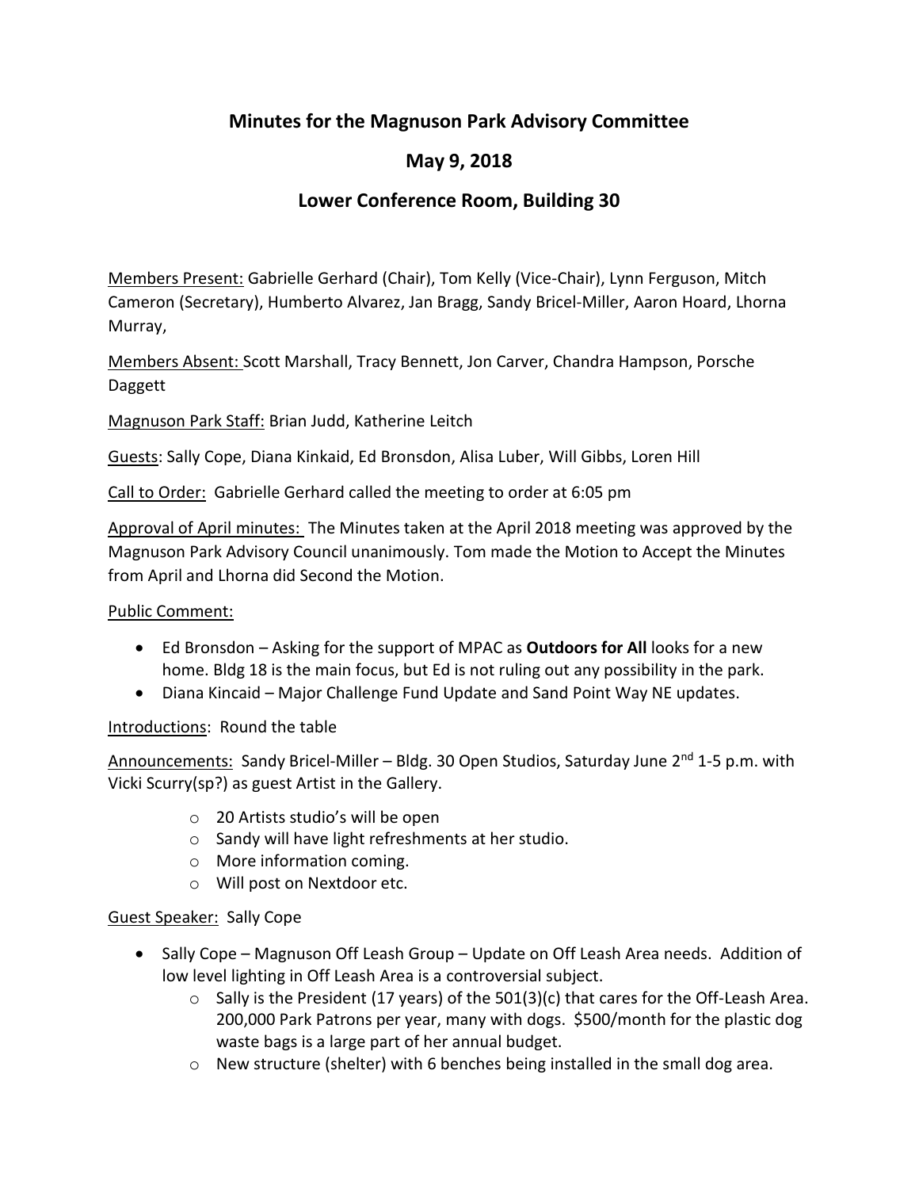# Minutes for the Magnuson Park Advisory Committee

## May 9, 2018

## Lower Conference Room, Building 30

Members Present: Gabrielle Gerhard (Chair), Tom Kelly (Vice-Chair), Lynn Ferguson, Mitch Cameron (Secretary), Humberto Alvarez, Jan Bragg, Sandy Bricel-Miller, Aaron Hoard, Lhorna Murray,

Members Absent: Scott Marshall, Tracy Bennett, Jon Carver, Chandra Hampson, Porsche Daggett

Magnuson Park Staff: Brian Judd, Katherine Leitch

Guests: Sally Cope, Diana Kinkaid, Ed Bronsdon, Alisa Luber, Will Gibbs, Loren Hill

Call to Order: Gabrielle Gerhard called the meeting to order at 6:05 pm

Approval of April minutes: The Minutes taken at the April 2018 meeting was approved by the Magnuson Park Advisory Council unanimously. Tom made the Motion to Accept the Minutes from April and Lhorna did Second the Motion.

Public Comment:

- Ed Bronsdon – Asking for the support of MPAC as **Outdoors for All** looks for a new home. Bldg 18 is the main focus, but Ed is not ruling out any possibility in the park.
- Diana Kincaid – Major Challenge Fund Update and Sand Point Way NE updates.

Introductions: Round the table

Announcements: Sandy Bricel-Miller – Bldg. 30 Open Studios, Saturday June 2nd 1-5 p.m. with Vicki Scurry(sp?) as guest Artist in the Gallery.

- 20 Artists studio's will be open
- Sandy will have light refreshments at her studio.
- More information coming.
- Will post on Nextdoor etc.

Guest Speaker: Sally Cope

- Sally Cope – Magnuson Off Leash Group – Update on Off Leash Area needs. Addition of low level lighting in Off Leash Area is a controversial subject.
  - Sally is the President (17 years) of the 501(3)(c) that cares for the Off-Leash Area. 200,000 Park Patrons per year, many with dogs. $500/month for the plastic dog waste bags is a large part of her annual budget.
  - New structure (shelter) with 6 benches being installed in the small dog area.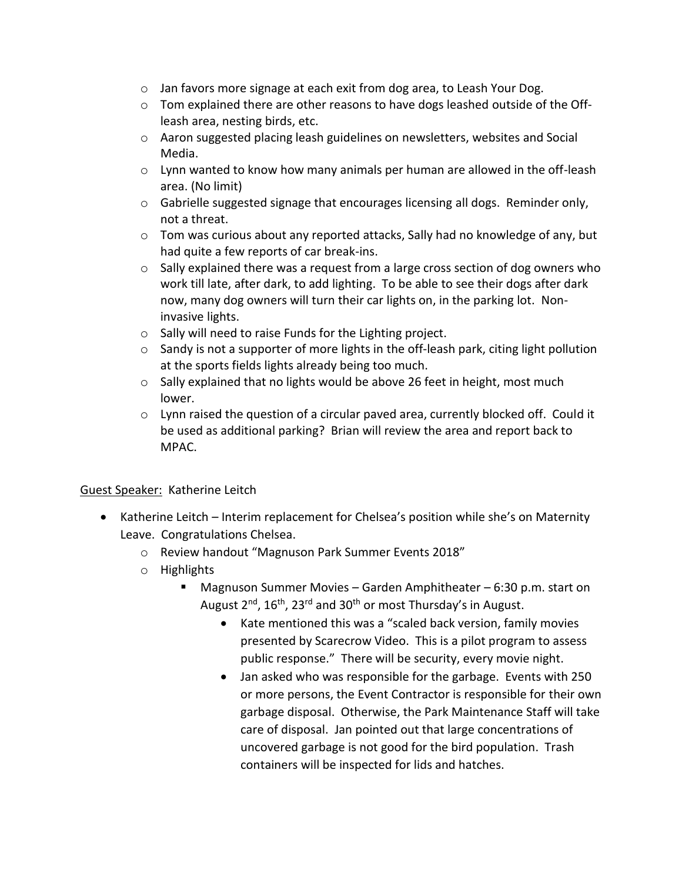- Jan favors more signage at each exit from dog area, to Leash Your Dog.
  - Tom explained there are other reasons to have dogs leashed outside of the Off-leash area, nesting birds, etc.
  - Aaron suggested placing leash guidelines on newsletters, websites and Social Media.
  - Lynn wanted to know how many animals per human are allowed in the off-leash area. (No limit)
  - Gabrielle suggested signage that encourages licensing all dogs. Reminder only, not a threat.
  - Tom was curious about any reported attacks, Sally had no knowledge of any, but had quite a few reports of car break-ins.
  - Sally explained there was a request from a large cross section of dog owners who work till late, after dark, to add lighting. To be able to see their dogs after dark now, many dog owners will turn their car lights on, in the parking lot. Non-invasive lights.
  - Sally will need to raise Funds for the Lighting project.
  - Sandy is not a supporter of more lights in the off-leash park, citing light pollution at the sports fields lights already being too much.
  - Sally explained that no lights would be above 26 feet in height, most much lower.
  - Lynn raised the question of a circular paved area, currently blocked off. Could it be used as additional parking? Brian will review the area and report back to MPAC.

<u>Guest Speaker:</u> Katherine Leitch

- Katherine Leitch – Interim replacement for Chelsea's position while she's on Maternity Leave. Congratulations Chelsea.
  - Review handout "Magnuson Park Summer Events 2018"
  - Highlights
    - Magnuson Summer Movies – Garden Amphitheater – 6:30 p.m. start on August 2nd, 16th, 23rd and 30th or most Thursday's in August.
      - Kate mentioned this was a "scaled back version, family movies presented by Scarecrow Video. This is a pilot program to assess public response." There will be security, every movie night.
      - Jan asked who was responsible for the garbage. Events with 250 or more persons, the Event Contractor is responsible for their own garbage disposal. Otherwise, the Park Maintenance Staff will take care of disposal. Jan pointed out that large concentrations of uncovered garbage is not good for the bird population. Trash containers will be inspected for lids and hatches.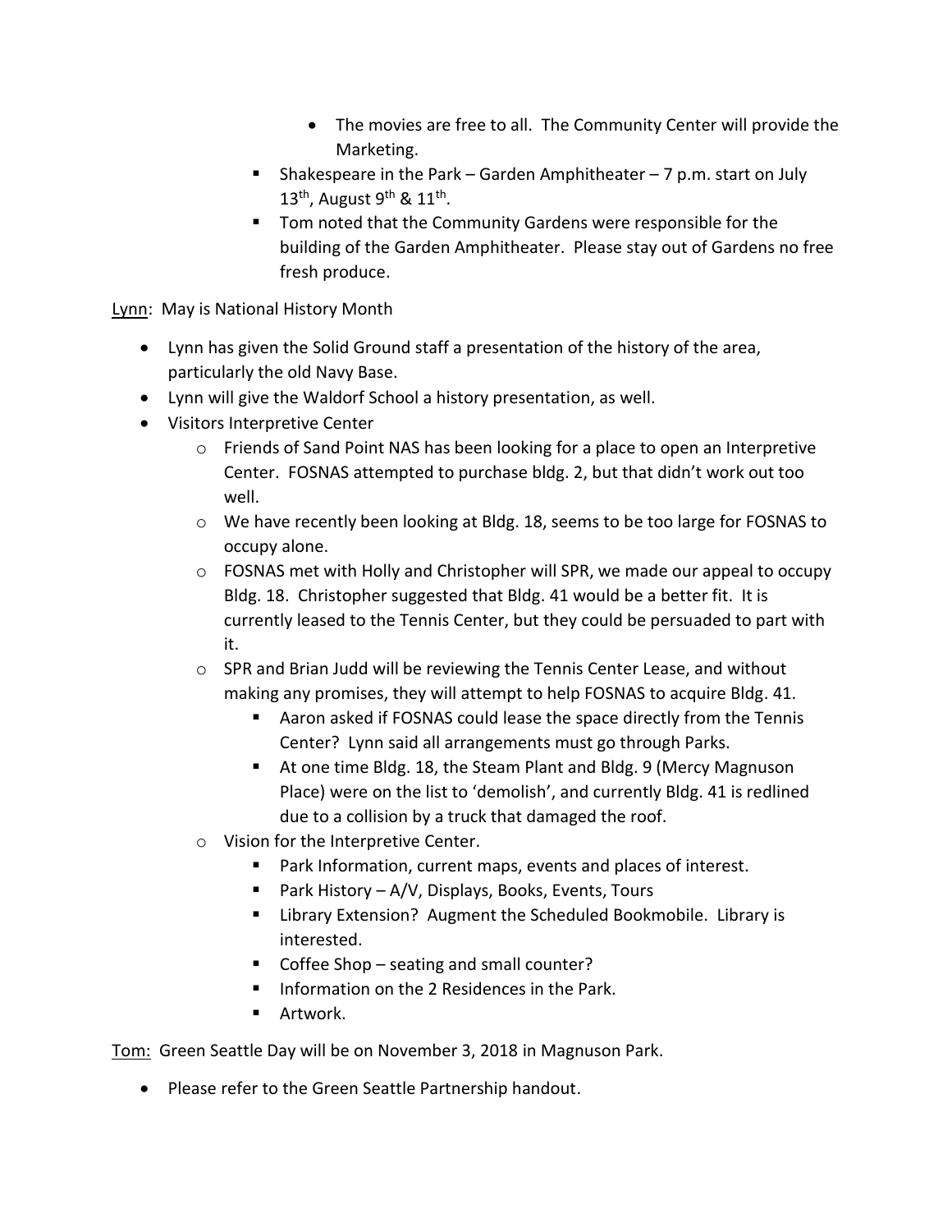- The movies are free to all. The Community Center will provide the Marketing.
    - Shakespeare in the Park – Garden Amphitheater – 7 p.m. start on July 13th, August 9th & 11th.
    - Tom noted that the Community Gardens were responsible for the building of the Garden Amphitheater. Please stay out of Gardens no free fresh produce.

Lynn: May is National History Month

- Lynn has given the Solid Ground staff a presentation of the history of the area, particularly the old Navy Base.
- Lynn will give the Waldorf School a history presentation, as well.
- Visitors Interpretive Center
    - Friends of Sand Point NAS has been looking for a place to open an Interpretive Center. FOSNAS attempted to purchase bldg. 2, but that didn't work out too well.
    - We have recently been looking at Bldg. 18, seems to be too large for FOSNAS to occupy alone.
    - FOSNAS met with Holly and Christopher will SPR, we made our appeal to occupy Bldg. 18. Christopher suggested that Bldg. 41 would be a better fit. It is currently leased to the Tennis Center, but they could be persuaded to part with it.
    - SPR and Brian Judd will be reviewing the Tennis Center Lease, and without making any promises, they will attempt to help FOSNAS to acquire Bldg. 41.
        - Aaron asked if FOSNAS could lease the space directly from the Tennis Center? Lynn said all arrangements must go through Parks.
        - At one time Bldg. 18, the Steam Plant and Bldg. 9 (Mercy Magnuson Place) were on the list to 'demolish', and currently Bldg. 41 is redlined due to a collision by a truck that damaged the roof.
    - Vision for the Interpretive Center.
        - Park Information, current maps, events and places of interest.
        - Park History – A/V, Displays, Books, Events, Tours
        - Library Extension? Augment the Scheduled Bookmobile. Library is interested.
        - Coffee Shop – seating and small counter?
        - Information on the 2 Residences in the Park.
        - Artwork.

Tom: Green Seattle Day will be on November 3, 2018 in Magnuson Park.

- Please refer to the Green Seattle Partnership handout.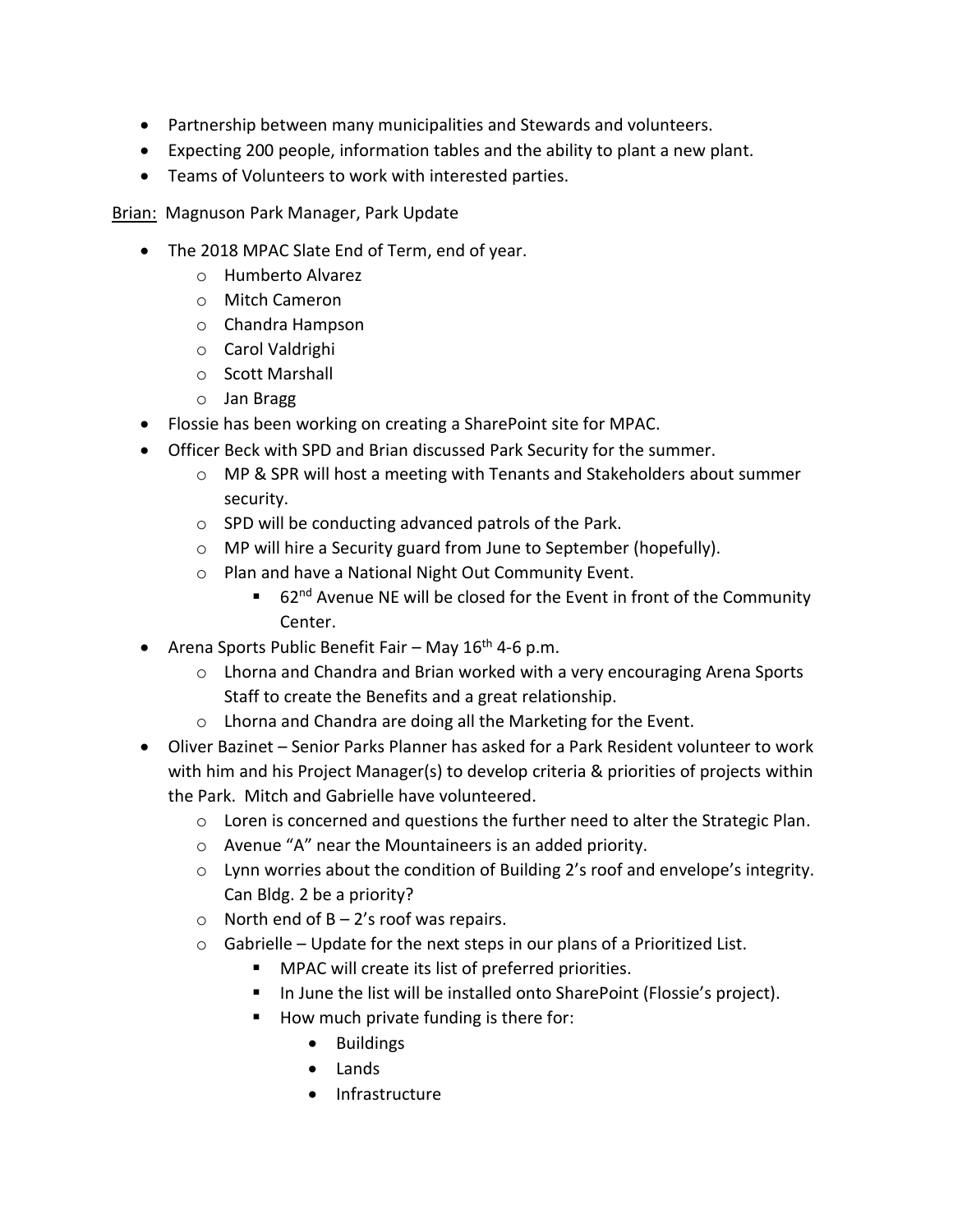- Partnership between many municipalities and Stewards and volunteers.
- Expecting 200 people, information tables and the ability to plant a new plant.
- Teams of Volunteers to work with interested parties.

<u>Brian:</u> Magnuson Park Manager, Park Update

- The 2018 MPAC Slate End of Term, end of year.
  - Humberto Alvarez
  - Mitch Cameron
  - Chandra Hampson
  - Carol Valdrighi
  - Scott Marshall
  - Jan Bragg
- Flossie has been working on creating a SharePoint site for MPAC.
- Officer Beck with SPD and Brian discussed Park Security for the summer.
  - MP & SPR will host a meeting with Tenants and Stakeholders about summer security.
  - SPD will be conducting advanced patrols of the Park.
  - MP will hire a Security guard from June to September (hopefully).
  - Plan and have a National Night Out Community Event.
    - 62nd Avenue NE will be closed for the Event in front of the Community Center.
- Arena Sports Public Benefit Fair – May 16th 4-6 p.m.
  - Lhorna and Chandra and Brian worked with a very encouraging Arena Sports Staff to create the Benefits and a great relationship.
  - Lhorna and Chandra are doing all the Marketing for the Event.
- Oliver Bazinet – Senior Parks Planner has asked for a Park Resident volunteer to work with him and his Project Manager(s) to develop criteria & priorities of projects within the Park. Mitch and Gabrielle have volunteered.
  - Loren is concerned and questions the further need to alter the Strategic Plan.
  - Avenue "A" near the Mountaineers is an added priority.
  - Lynn worries about the condition of Building 2's roof and envelope's integrity. Can Bldg. 2 be a priority?
  - North end of B – 2's roof was repairs.
  - Gabrielle – Update for the next steps in our plans of a Prioritized List.
    - MPAC will create its list of preferred priorities.
    - In June the list will be installed onto SharePoint (Flossie's project).
    - How much private funding is there for:
      - Buildings
      - Lands
      - Infrastructure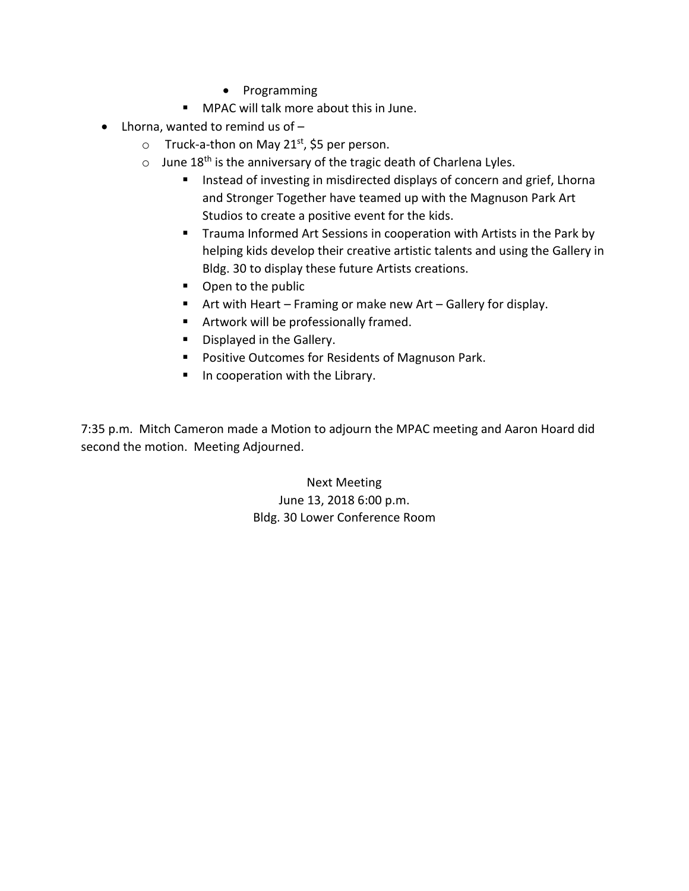- Programming
    - MPAC will talk more about this in June.
- Lhorna, wanted to remind us of –
    - Truck-a-thon on May 21st, $5 per person.
    - June 18th is the anniversary of the tragic death of Charlena Lyles.
        - Instead of investing in misdirected displays of concern and grief, Lhorna and Stronger Together have teamed up with the Magnuson Park Art Studios to create a positive event for the kids.
        - Trauma Informed Art Sessions in cooperation with Artists in the Park by helping kids develop their creative artistic talents and using the Gallery in Bldg. 30 to display these future Artists creations.
        - Open to the public
        - Art with Heart – Framing or make new Art – Gallery for display.
        - Artwork will be professionally framed.
        - Displayed in the Gallery.
        - Positive Outcomes for Residents of Magnuson Park.
        - In cooperation with the Library.

7:35 p.m. Mitch Cameron made a Motion to adjourn the MPAC meeting and Aaron Hoard did second the motion. Meeting Adjourned.

Next Meeting
June 13, 2018 6:00 p.m.
Bldg. 30 Lower Conference Room